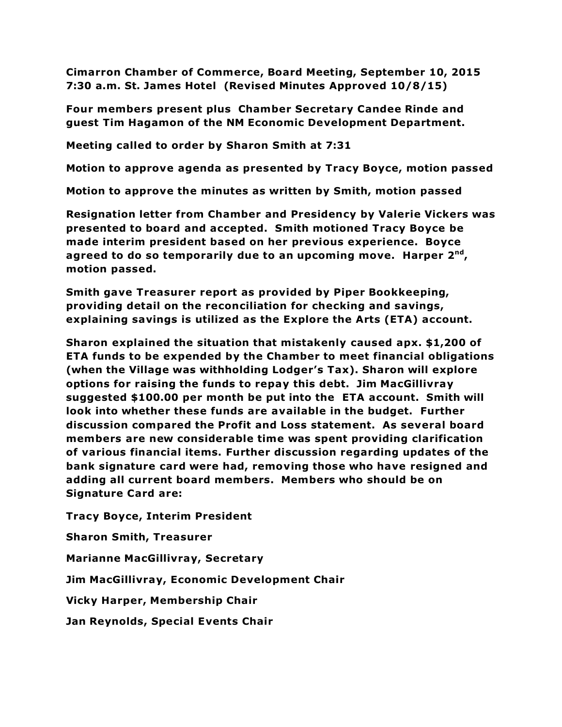**Cimarron Chamber of Commerce, Board Meeting, September 10, 2015 7:30 a.m. St. James Hotel (Revised Minutes Approved 10/8/15)**

**Four members present plus Chamber Secretary Candee Rinde and guest Tim Hagamon of the NM Economic Development Department.**

**Meeting called to order by Sharon Smith at 7:31**

**Motion to approve agenda as presented by Tracy Boyce, motion passed**

**Motion to approve the minutes as written by Smith, motion passed**

**Resignation letter from Chamber and Presidency by Valerie Vickers was presented to board and accepted. Smith motioned Tracy Boyce be made interim president based on her previous experience. Boyce agreed to do so temporarily due to an upcoming move. Harper 2nd, motion passed.**

**Smith gave Treasurer report as provided by Piper Bookkeeping, providing detail on the reconciliation for checking and savings, explaining savings is utilized as the Explore the Arts (ETA) account.**

**Sharon explained the situation that mistakenly caused apx. $1,200 of ETA funds to be expended by the Chamber to meet financial obligations (when the Village was withholding Lodger's Tax). Sharon will explore options for raising the funds to repay this debt. Jim MacGillivray suggested $100.00 per month be put into the ETA account. Smith will look into whether these funds are available in the budget. Further discussion compared the Profit and Loss statement. As several board members are new considerable time was spent providing clarification of various financial items. Further discussion regarding updates of the bank signature card were had, removing those who have resigned and adding all current board members. Members who should be on Signature Card are:**

**Tracy Boyce, Interim President**

**Sharon Smith, Treasurer**

**Marianne MacGillivray, Secretary**

**Jim MacGillivray, Economic Development Chair**

**Vicky Harper, Membership Chair**

**Jan Reynolds, Special Events Chair**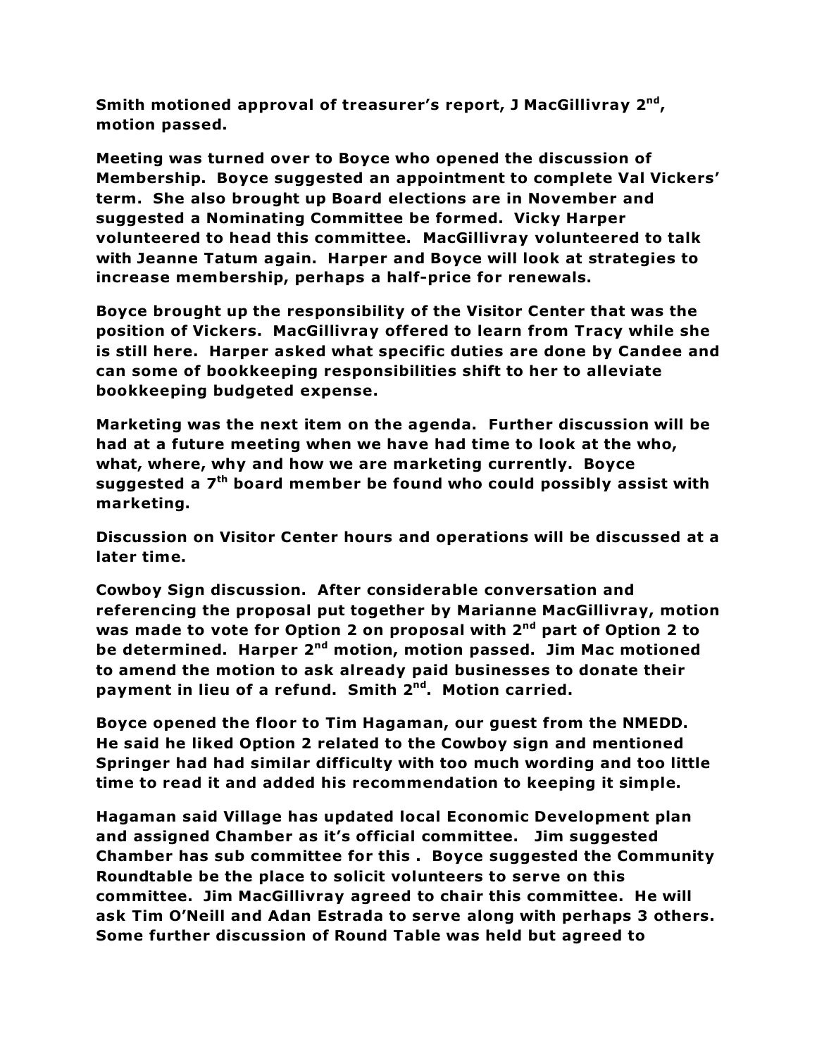**Smith motioned approval of treasurer's report, J MacGillivray 2nd, motion passed.**

**Meeting was turned over to Boyce who opened the discussion of Membership. Boyce suggested an appointment to complete Val Vickers' term. She also brought up Board elections are in November and suggested a Nominating Committee be formed. Vicky Harper volunteered to head this committee. MacGillivray volunteered to talk with Jeanne Tatum again. Harper and Boyce will look at strategies to increase membership, perhaps a half-price for renewals.**

**Boyce brought up the responsibility of the Visitor Center that was the position of Vickers. MacGillivray offered to learn from Tracy while she is still here. Harper asked what specific duties are done by Candee and can some of bookkeeping responsibilities shift to her to alleviate bookkeeping budgeted expense.**

**Marketing was the next item on the agenda. Further discussion will be had at a future meeting when we have had time to look at the who, what, where, why and how we are marketing currently. Boyce suggested a 7th board member be found who could possibly assist with marketing.**

**Discussion on Visitor Center hours and operations will be discussed at a later time.**

**Cowboy Sign discussion. After considerable conversation and referencing the proposal put together by Marianne MacGillivray, motion was made to vote for Option 2 on proposal with 2nd part of Option 2 to be determined. Harper 2nd motion, motion passed. Jim Mac motioned to amend the motion to ask already paid businesses to donate their payment in lieu of a refund. Smith 2nd. Motion carried.**

**Boyce opened the floor to Tim Hagaman, our guest from the NMEDD. He said he liked Option 2 related to the Cowboy sign and mentioned Springer had had similar difficulty with too much wording and too little time to read it and added his recommendation to keeping it simple.**

**Hagaman said Village has updated local Economic Development plan and assigned Chamber as it's official committee. Jim suggested Chamber has sub committee for this . Boyce suggested the Community Roundtable be the place to solicit volunteers to serve on this committee. Jim MacGillivray agreed to chair this committee. He will ask Tim O'Neill and Adan Estrada to serve along with perhaps 3 others. Some further discussion of Round Table was held but agreed to**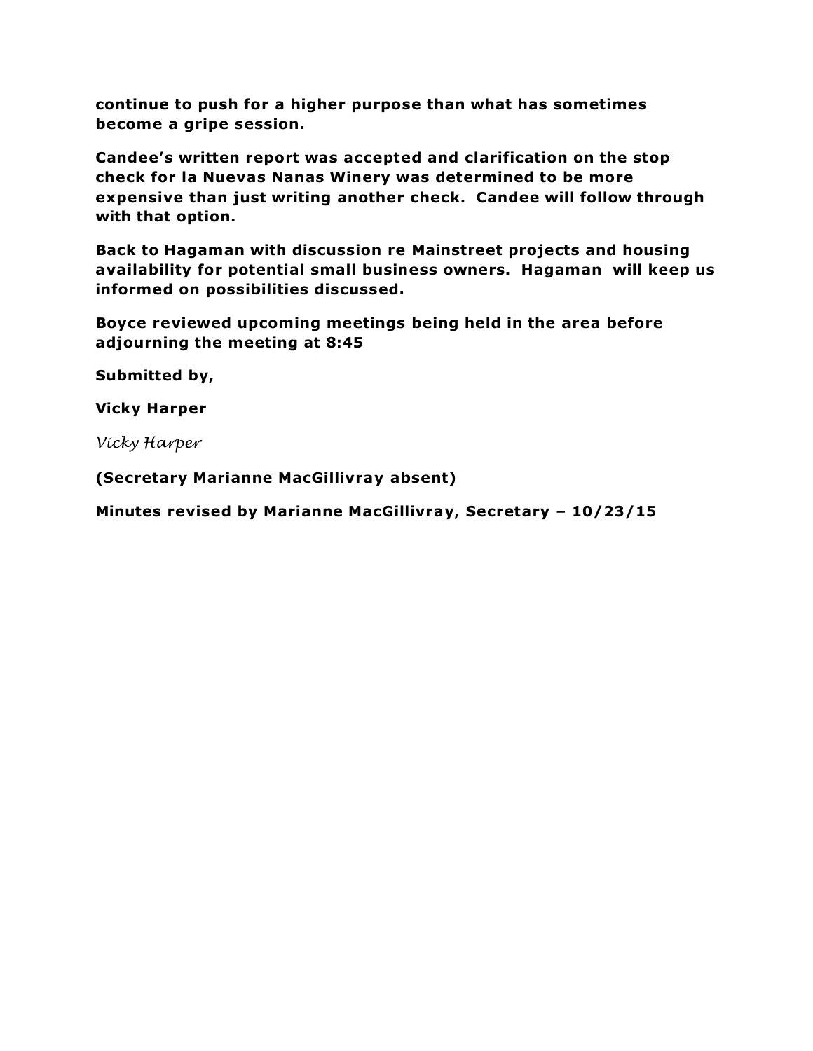**continue to push for a higher purpose than what has sometimes become a gripe session.**

**Candee's written report was accepted and clarification on the stop check for la Nuevas Nanas Winery was determined to be more expensive than just writing another check. Candee will follow through with that option.**

**Back to Hagaman with discussion re Mainstreet projects and housing availability for potential small business owners. Hagaman will keep us informed on possibilities discussed.**

**Boyce reviewed upcoming meetings being held in the area before adjourning the meeting at 8:45**

**Submitted by,**

**Vicky Harper**

*Vicky Harper*

**(Secretary Marianne MacGillivray absent)**

**Minutes revised by Marianne MacGillivray, Secretary – 10/23/15**